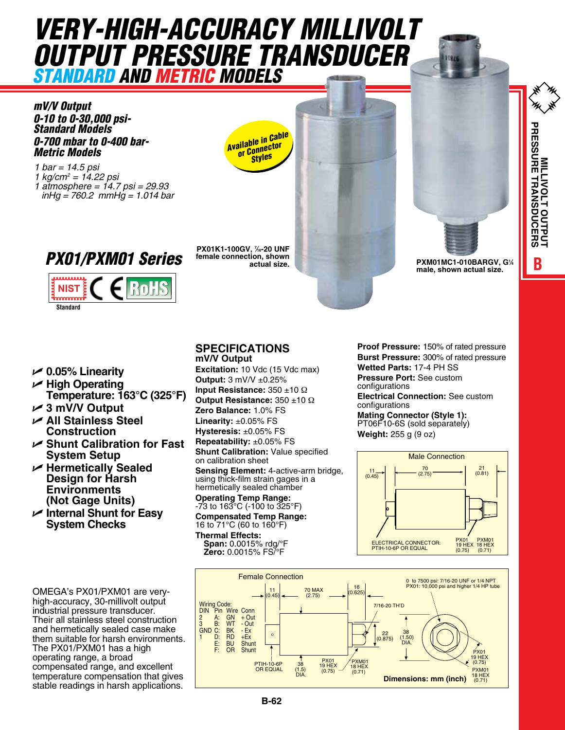# VERY-HIGH-ACCURACY MILLIVOLT OUTPUT PRESSURE TRANSDUCER

## STANDARD AND METRIC MODELS

***mV/V Output***
***0-10 to 0-30,000 psi-Standard Models***
***0-700 mbar to 0-400 bar-Metric Models***

*1 bar = 14.5 psi*
*1 kg/cm² = 14.22 psi*
*1 atmosphere = 14.7 psi = 29.93 inHg = 760.2 mmHg = 1.014 bar*

Available in Cable or Connector Styles

PX01K1-100GV, 7⁄16-20 UNF female connection, shown actual size.

PXM01MC1-010BARGV, G¼ male, shown actual size.

MILLIVOLT OUTPUT PRESSURE TRANSDUCERS

B

## PX01/PXM01 Series

NIST Standard | CE | RoHS

- ✓ **0.05% Linearity**
- ✓ **High Operating Temperature: 163°C (325°F)**
- ✓ **3 mV/V Output**
- ✓ **All Stainless Steel Construction**
- ✓ **Shunt Calibration for Fast System Setup**
- ✓ **Hermetically Sealed Design for Harsh Environments (Not Gage Units)**
- ✓ **Internal Shunt for Easy System Checks**

OMEGA's PX01/PXM01 are very-high-accuracy, 30-millivolt output industrial pressure transducer. Their all stainless steel construction and hermetically sealed case make them suitable for harsh environments. The PX01/PXM01 has a high operating range, a broad compensated range, and excellent temperature compensation that gives stable readings in harsh applications.

## SPECIFICATIONS

**mV/V Output**

**Excitation:** 10 Vdc (15 Vdc max)
**Output:** 3 mV/V ±0.25%
**Input Resistance:** 350 ±10 Ω
**Output Resistance:** 350 ±10 Ω
**Zero Balance:** 1.0% FS
**Linearity:** ±0.05% FS
**Hysteresis:** ±0.05% FS
**Repeatability:** ±0.05% FS
**Shunt Calibration:** Value specified on calibration sheet
**Sensing Element:** 4-active-arm bridge, using thick-film strain gages in a hermetically sealed chamber
**Operating Temp Range:** -73 to 163°C (-100 to 325°F)
**Compensated Temp Range:** 16 to 71°C (60 to 160°F)
**Thermal Effects:**
  **Span:** 0.0015% rdg/°F
  **Zero:** 0.0015% FS/°F
**Proof Pressure:** 150% of rated pressure
**Burst Pressure:** 300% of rated pressure
**Wetted Parts:** 17-4 PH SS
**Pressure Port:** See custom configurations
**Electrical Connection:** See custom configurations
**Mating Connector (Style 1):** PT06F10-6S (sold separately)
**Weight:** 255 g (9 oz)

**Male Connection**

11 (0.45); 70 (2.75); 21 (0.81)
ELECTRICAL CONNECTOR: PTIH-10-6P OR EQUAL
PX01 19 HEX (0.75); PXM01 18 HEX (0.71)

**Female Connection**

11 (0.45); 70 MAX (2.75); 16 (0.625)
0 to 7500 psi: 7/16-20 UNF or 1/4 NPT
PX01: 10,000 psi and higher 1/4 HP tube
7/16-20 TH'D
22 (0.875); 38 (1.50) DIA.
PTIH-10-6P OR EQUAL; 38 (1.5) DIA.
PX01 19 HEX (0.75); PXM01 18 HEX (0.71)

Wiring Code:

| DIN | Pin | Wire | Conn |
|---|---|---|---|
| 2 | A: | GN | + Out |
| 3 | B: | WT | - Out |
| GND | C: | BK | - Ex |
| 1 | D: | RD | +Ex |
| | E: | BU | Shunt |
| | F: | OR | Shunt |

**Dimensions: mm (inch)**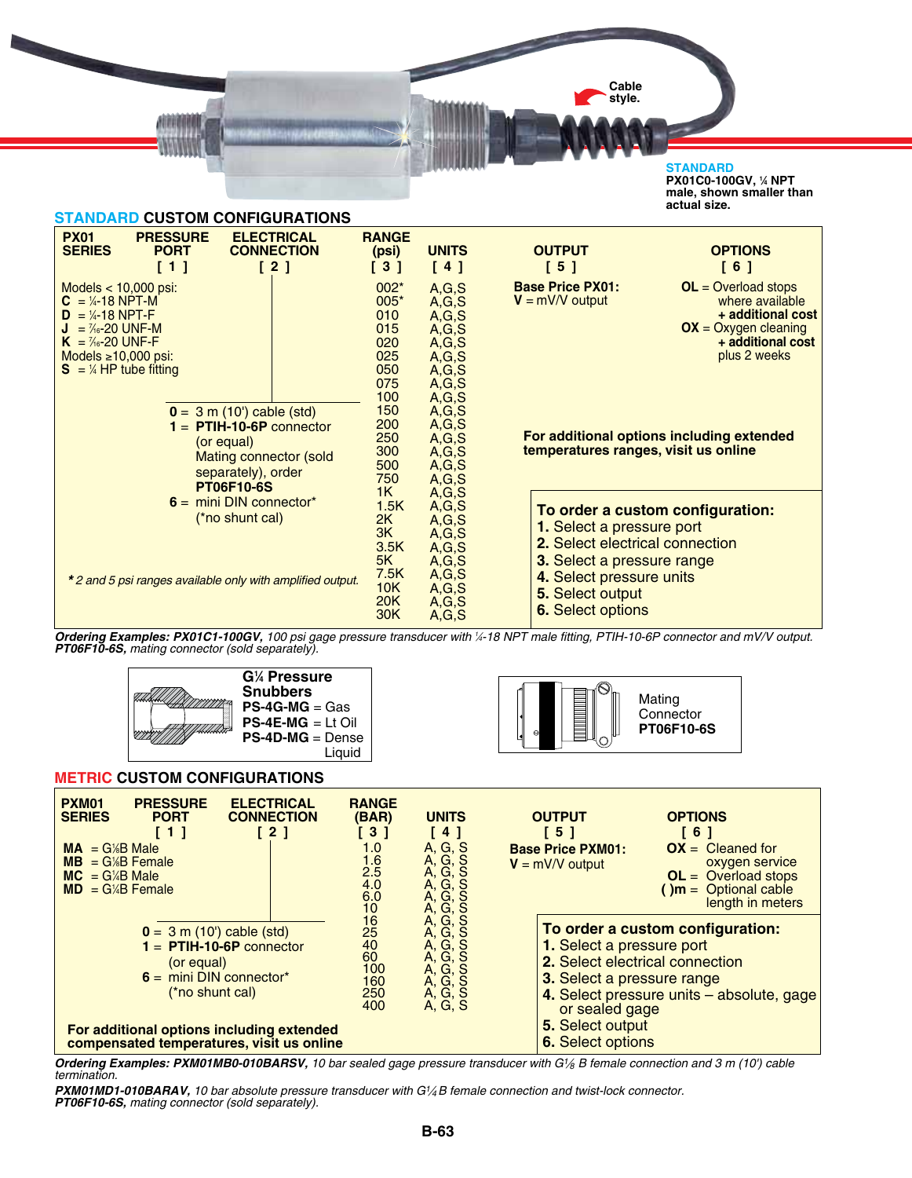Cable style.

**STANDARD**
**PX01C0-100GV, ¼ NPT male, shown smaller than actual size.**

## STANDARD CUSTOM CONFIGURATIONS

| PX01 SERIES | PRESSURE PORT [ 1 ] | ELECTRICAL CONNECTION [ 2 ] | RANGE (psi) [ 3 ] | UNITS [ 4 ] | OUTPUT [ 5 ] | OPTIONS [ 6 ] |
|---|---|---|---|---|---|---|
| Models < 10,000 psi: **C** = ¼-18 NPT-M; **D** = ¼-18 NPT-F; **J** = 7⁄16-20 UNF-M; **K** = 7⁄16-20 UNF-F; Models ≥10,000 psi: **S** = ¼ HP tube fitting | | **0** = 3 m (10') cable (std); **1** = **PTIH-10-6P** connector (or equal) Mating connector (sold separately), order **PT06F10-6S**; **6** = mini DIN connector* (*no shunt cal) | 002*, 005*, 010, 015, 020, 025, 050, 075, 100, 150, 200, 250, 300, 500, 750, 1K, 1.5K, 2K, 3K, 3.5K, 5K, 7.5K, 10K, 20K, 30K | A,G,S | **Base Price PX01:** **V** = mV/V output | **OL** = Overload stops where available **+ additional cost**; **OX** = Oxygen cleaning **+ additional cost** plus 2 weeks |

*2 and 5 psi ranges available only with amplified output.*

**For additional options including extended temperatures ranges, visit us online**

**To order a custom configuration:**
1. Select a pressure port
2. Select electrical connection
3. Select a pressure range
4. Select pressure units
5. Select output
6. Select options

***Ordering Examples: PX01C1-100GV,*** *100 psi gage pressure transducer with ¼-18 NPT male fitting, PTIH-10-6P connector and mV/V output.*
***PT06F10-6S,*** *mating connector (sold separately).*

**G¼ Pressure Snubbers**
**PS-4G-MG** = Gas
**PS-4E-MG** = Lt Oil
**PS-4D-MG** = Dense Liquid

Mating Connector **PT06F10-6S**

## METRIC CUSTOM CONFIGURATIONS

| PXM01 SERIES | PRESSURE PORT [ 1 ] | ELECTRICAL CONNECTION [ 2 ] | RANGE (BAR) [ 3 ] | UNITS [ 4 ] | OUTPUT [ 5 ] | OPTIONS [ 6 ] |
|---|---|---|---|---|---|---|
| **MA** = G⅛B Male; **MB** = G⅛B Female; **MC** = G¼B Male; **MD** = G¼B Female | | **0** = 3 m (10') cable (std); **1** = **PTIH-10-6P** connector (or equal); **6** = mini DIN connector* (*no shunt cal) | 1.0, 1.6, 2.5, 4.0, 6.0, 10, 16, 25, 40, 60, 100, 160, 250, 400 | A, G, S | **Base Price PXM01:** **V** = mV/V output | **OX** = Cleaned for oxygen service; **OL** = Overload stops; **( )m** = Optional cable length in meters |

**For additional options including extended compensated temperatures, visit us online**

**To order a custom configuration:**
1. Select a pressure port
2. Select electrical connection
3. Select a pressure range
4. Select pressure units – absolute, gage or sealed gage
5. Select output
6. Select options

***Ordering Examples: PXM01MB0-010BARSV,*** *10 bar sealed gage pressure transducer with G⅛ B female connection and 3 m (10') cable termination.*

***PXM01MD1-010BARAV,*** *10 bar absolute pressure transducer with G¼ B female connection and twist-lock connector.*
***PT06F10-6S,*** *mating connector (sold separately).*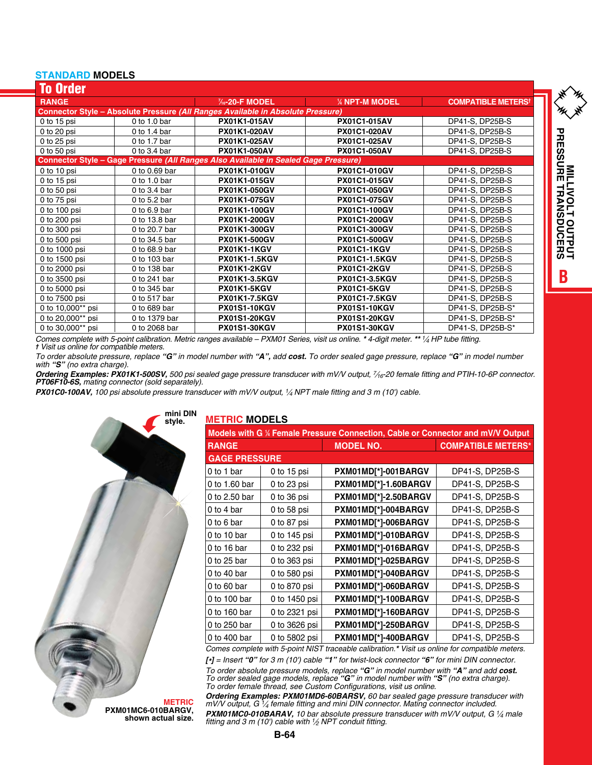## STANDARD MODELS

### To Order

| RANGE | | 7⁄16-20-F MODEL | ¼ NPT-M MODEL | COMPATIBLE METERS† |
|---|---|---|---|---|
| **Connector Style – Absolute Pressure *(All Ranges Available in Absolute Pressure)*** | | | | |
| 0 to 15 psi | 0 to 1.0 bar | **PX01K1-015AV** | **PX01C1-015AV** | DP41-S, DP25B-S |
| 0 to 20 psi | 0 to 1.4 bar | **PX01K1-020AV** | **PX01C1-020AV** | DP41-S, DP25B-S |
| 0 to 25 psi | 0 to 1.7 bar | **PX01K1-025AV** | **PX01C1-025AV** | DP41-S, DP25B-S |
| 0 to 50 psi | 0 to 3.4 bar | **PX01K1-050AV** | **PX01C1-050AV** | DP41-S, DP25B-S |
| **Connector Style – Gage Pressure *(All Ranges Also Available in Sealed Gage Pressure)*** | | | | |
| 0 to 10 psi | 0 to 0.69 bar | **PX01K1-010GV** | **PX01C1-010GV** | DP41-S, DP25B-S |
| 0 to 15 psi | 0 to 1.0 bar | **PX01K1-015GV** | **PX01C1-015GV** | DP41-S, DP25B-S |
| 0 to 50 psi | 0 to 3.4 bar | **PX01K1-050GV** | **PX01C1-050GV** | DP41-S, DP25B-S |
| 0 to 75 psi | 0 to 5.2 bar | **PX01K1-075GV** | **PX01C1-075GV** | DP41-S, DP25B-S |
| 0 to 100 psi | 0 to 6.9 bar | **PX01K1-100GV** | **PX01C1-100GV** | DP41-S, DP25B-S |
| 0 to 200 psi | 0 to 13.8 bar | **PX01K1-200GV** | **PX01C1-200GV** | DP41-S, DP25B-S |
| 0 to 300 psi | 0 to 20.7 bar | **PX01K1-300GV** | **PX01C1-300GV** | DP41-S, DP25B-S |
| 0 to 500 psi | 0 to 34.5 bar | **PX01K1-500GV** | **PX01C1-500GV** | DP41-S, DP25B-S |
| 0 to 1000 psi | 0 to 68.9 bar | **PX01K1-1KGV** | **PX01C1-1KGV** | DP41-S, DP25B-S |
| 0 to 1500 psi | 0 to 103 bar | **PX01K1-1.5KGV** | **PX01C1-1.5KGV** | DP41-S, DP25B-S |
| 0 to 2000 psi | 0 to 138 bar | **PX01K1-2KGV** | **PX01C1-2KGV** | DP41-S, DP25B-S |
| 0 to 3500 psi | 0 to 241 bar | **PX01K1-3.5KGV** | **PX01C1-3.5KGV** | DP41-S, DP25B-S |
| 0 to 5000 psi | 0 to 345 bar | **PX01K1-5KGV** | **PX01C1-5KGV** | DP41-S, DP25B-S |
| 0 to 7500 psi | 0 to 517 bar | **PX01K1-7.5KGV** | **PX01C1-7.5KGV** | DP41-S, DP25B-S |
| 0 to 10,000** psi | 0 to 689 bar | **PX01S1-10KGV** | **PX01S1-10KGV** | DP41-S, DP25B-S* |
| 0 to 20,000** psi | 0 to 1379 bar | **PX01S1-20KGV** | **PX01S1-20KGV** | DP41-S, DP25B-S* |
| 0 to 30,000** psi | 0 to 2068 bar | **PX01S1-30KGV** | **PX01S1-30KGV** | DP41-S, DP25B-S* |

*Comes complete with 5-point calibration. Metric ranges available – PXM01 Series, visit us online. * 4-digit meter. ** ¼ HP tube fitting.*
*† Visit us online for compatible meters.*

*To order absolute pressure, replace **"G"** in model number with **"A"**, add **cost**. To order sealed gage pressure, replace **"G"** in model number with **"S"** (no extra charge).*

***Ordering Examples: PX01K1-500SV,** 500 psi sealed gage pressure transducer with mV/V output, 7⁄16-20 female fitting and PTIH-10-6P connector. **PT06F10-6S,** mating connector (sold separately).*

***PX01C0-100AV,** 100 psi absolute pressure transducer with mV/V output, ¼ NPT male fitting and 3 m (10') cable.*

mini DIN style.

**METRIC**
**PXM01MC6-010BARGV, shown actual size.**

## METRIC MODELS

| Models with G ¼ Female Pressure Connection, Cable or Connector and mV/V Output | | | |
|---|---|---|---|
| **RANGE** | | **MODEL NO.** | **COMPATIBLE METERS*** |
| **GAGE PRESSURE** | | | |
| 0 to 1 bar | 0 to 15 psi | **PXM01MD[*]-001BARGV** | DP41-S, DP25B-S |
| 0 to 1.60 bar | 0 to 23 psi | **PXM01MD[*]-1.60BARGV** | DP41-S, DP25B-S |
| 0 to 2.50 bar | 0 to 36 psi | **PXM01MD[*]-2.50BARGV** | DP41-S, DP25B-S |
| 0 to 4 bar | 0 to 58 psi | **PXM01MD[*]-004BARGV** | DP41-S, DP25B-S |
| 0 to 6 bar | 0 to 87 psi | **PXM01MD[*]-006BARGV** | DP41-S, DP25B-S |
| 0 to 10 bar | 0 to 145 psi | **PXM01MD[*]-010BARGV** | DP41-S, DP25B-S |
| 0 to 16 bar | 0 to 232 psi | **PXM01MD[*]-016BARGV** | DP41-S, DP25B-S |
| 0 to 25 bar | 0 to 363 psi | **PXM01MD[*]-025BARGV** | DP41-S, DP25B-S |
| 0 to 40 bar | 0 to 580 psi | **PXM01MD[*]-040BARGV** | DP41-S, DP25B-S |
| 0 to 60 bar | 0 to 870 psi | **PXM01MD[*]-060BARGV** | DP41-S, DP25B-S |
| 0 to 100 bar | 0 to 1450 psi | **PXM01MD[*]-100BARGV** | DP41-S, DP25B-S |
| 0 to 160 bar | 0 to 2321 psi | **PXM01MD[*]-160BARGV** | DP41-S, DP25B-S |
| 0 to 250 bar | 0 to 3626 psi | **PXM01MD[*]-250BARGV** | DP41-S, DP25B-S |
| 0 to 400 bar | 0 to 5802 psi | **PXM01MD[*]-400BARGV** | DP41-S, DP25B-S |

*Comes complete with 5-point NIST traceable calibration.* Visit us online for compatible meters.*

***[*]** = Insert **"0"** for 3 m (10') cable **"1"** for twist-lock connector **"6"** for mini DIN connector.*

*To order absolute pressure models, replace **"G"** in model number with **"A"** and add **cost.***
*To order sealed gage models, replace **"G"** in model number with **"S"** (no extra charge).*
*To order female thread, see Custom Configurations, visit us online.*

***Ordering Examples: PXM01MD6-60BARSV,** 60 bar sealed gage pressure transducer with mV/V output, G ¼ female fitting and mini DIN connector. Mating connector included.*

***PXM01MC0-010BARAV,** 10 bar absolute pressure transducer with mV/V output, G ¼ male fitting and 3 m (10') cable with ½ NPT conduit fitting.*